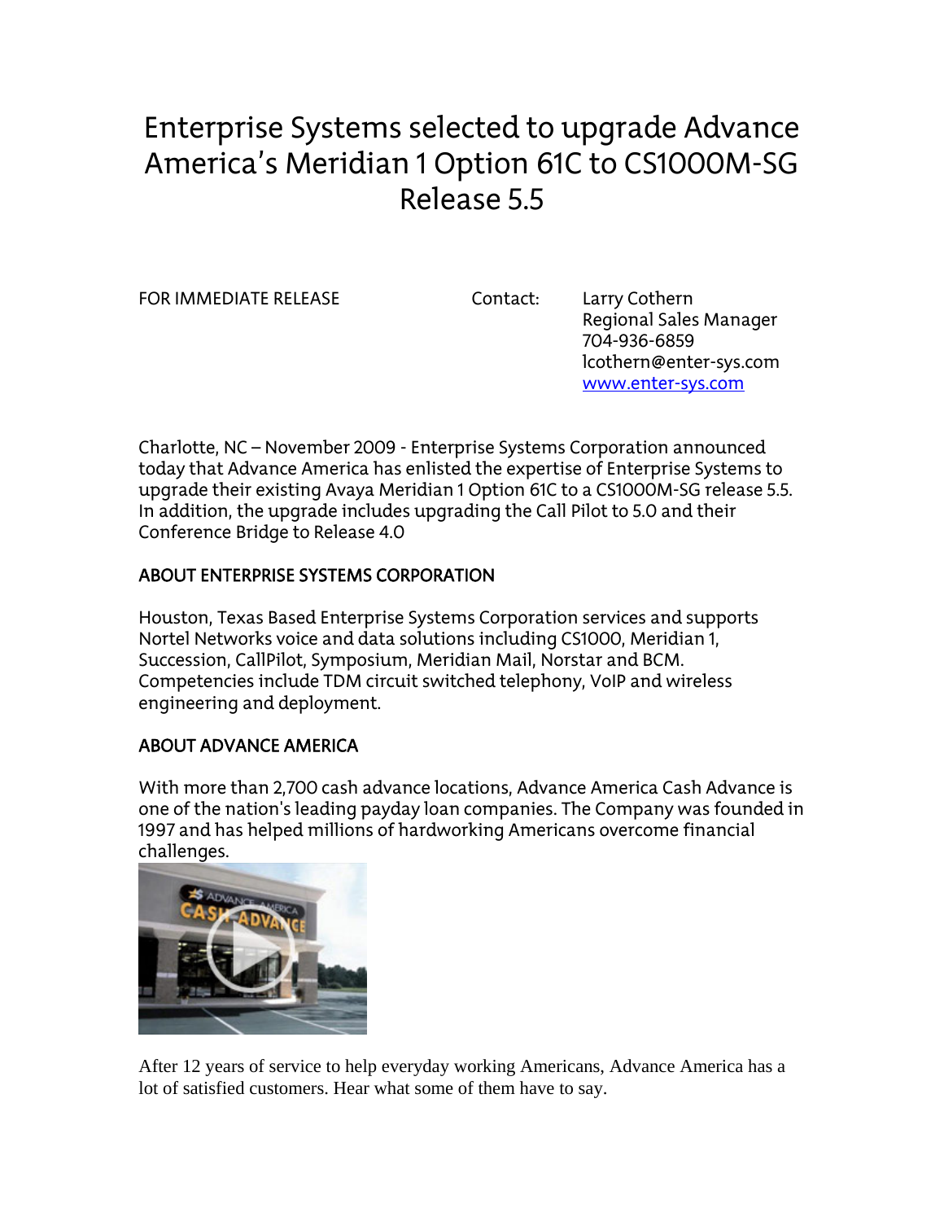# Enterprise Systems selected to upgrade Advance America's Meridian 1 Option 61C to CS1000M-SG Release 5.5

FOR IMMEDIATE RELEASE

Contact: Larry Cothern
Regional Sales Manager
704-936-6859
lcothern@enter-sys.com
[www.enter-sys.com](http://www.enter-sys.com)

Charlotte, NC – November 2009 - Enterprise Systems Corporation announced today that Advance America has enlisted the expertise of Enterprise Systems to upgrade their existing Avaya Meridian 1 Option 61C to a CS1000M-SG release 5.5. In addition, the upgrade includes upgrading the Call Pilot to 5.0 and their Conference Bridge to Release 4.0

## ABOUT ENTERPRISE SYSTEMS CORPORATION

Houston, Texas Based Enterprise Systems Corporation services and supports Nortel Networks voice and data solutions including CS1000, Meridian 1, Succession, CallPilot, Symposium, Meridian Mail, Norstar and BCM. Competencies include TDM circuit switched telephony, VoIP and wireless engineering and deployment.

## ABOUT ADVANCE AMERICA

With more than 2,700 cash advance locations, Advance America Cash Advance is one of the nation's leading payday loan companies. The Company was founded in 1997 and has helped millions of hardworking Americans overcome financial challenges.

After 12 years of service to help everyday working Americans, Advance America has a lot of satisfied customers. Hear what some of them have to say.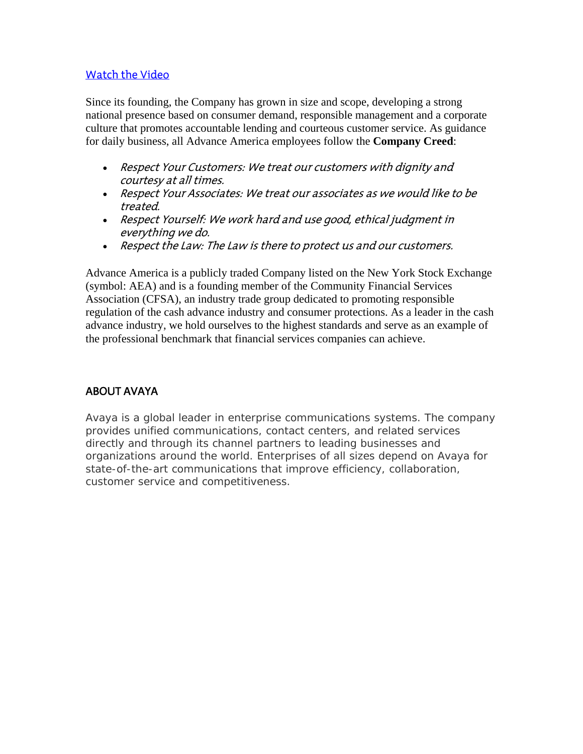[Watch the Video]

Since its founding, the Company has grown in size and scope, developing a strong national presence based on consumer demand, responsible management and a corporate culture that promotes accountable lending and courteous customer service. As guidance for daily business, all Advance America employees follow the **Company Creed**:

- *Respect Your Customers: We treat our customers with dignity and courtesy at all times.*
- *Respect Your Associates: We treat our associates as we would like to be treated.*
- *Respect Yourself: We work hard and use good, ethical judgment in everything we do.*
- *Respect the Law: The Law is there to protect us and our customers.*

Advance America is a publicly traded Company listed on the New York Stock Exchange (symbol: AEA) and is a founding member of the Community Financial Services Association (CFSA), an industry trade group dedicated to promoting responsible regulation of the cash advance industry and consumer protections. As a leader in the cash advance industry, we hold ourselves to the highest standards and serve as an example of the professional benchmark that financial services companies can achieve.

## ABOUT AVAYA

Avaya is a global leader in enterprise communications systems. The company provides unified communications, contact centers, and related services directly and through its channel partners to leading businesses and organizations around the world. Enterprises of all sizes depend on Avaya for state-of-the-art communications that improve efficiency, collaboration, customer service and competitiveness.